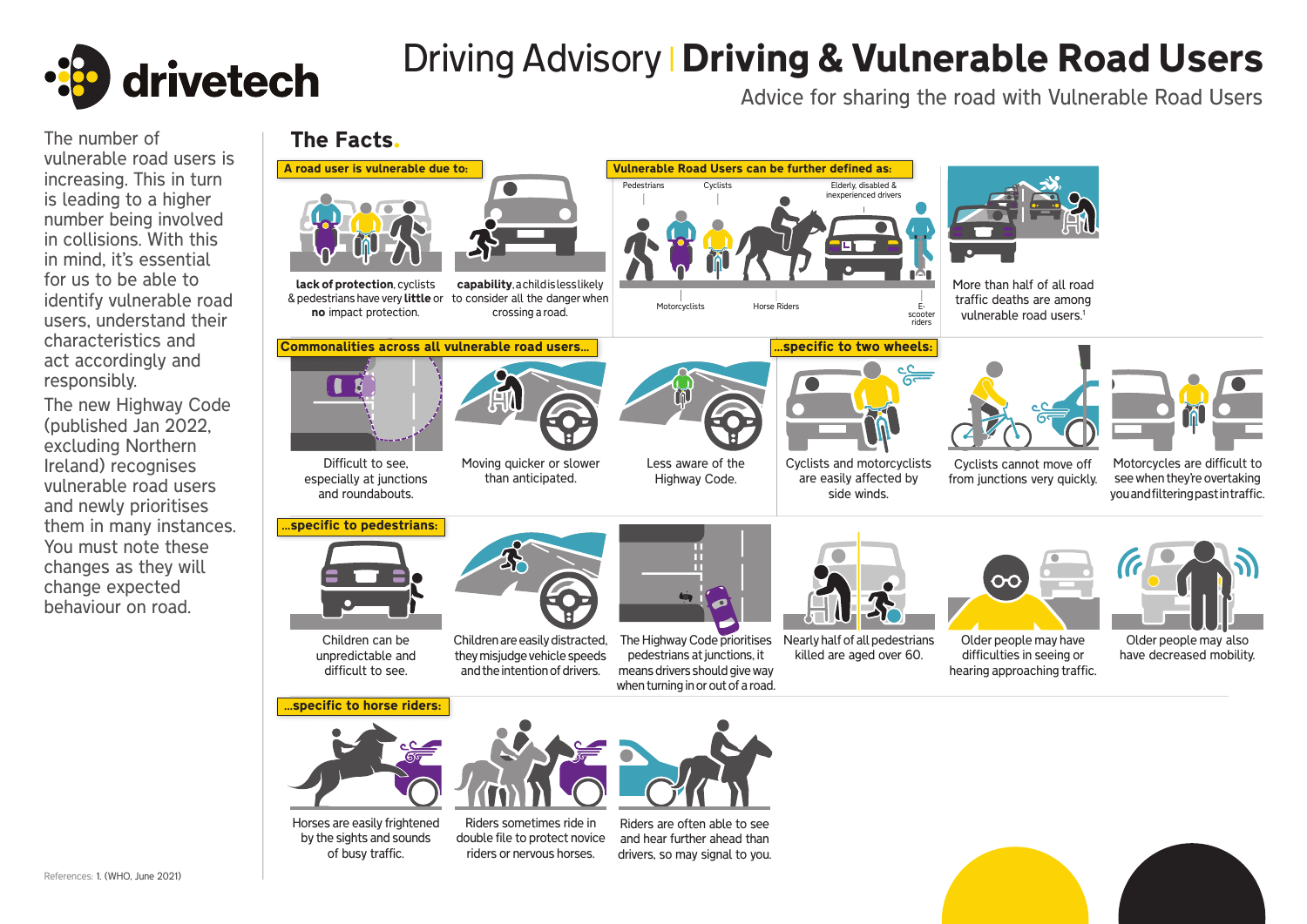# Driving Advisory | Driving & Vulnerable Road Users

Advice for sharing the road with Vulnerable Road Users

The number of vulnerable road users is increasing. This in turn is leading to a higher number being involved in collisions. With this in mind, it's essential for us to be able to identify vulnerable road users, understand their characteristics and act accordingly and responsibly.

The new Highway Code (published Jan 2022, excluding Northern Ireland) recognises vulnerable road users and newly prioritises them in many instances. You must note these changes as they will change expected behaviour on road.

## The Facts.

### A road user is vulnerable due to:

**lack of protection**, cyclists & pedestrians have very **little** or **no** impact protection.

**capability**, a child is less likely to consider all the danger when crossing a road.

### Vulnerable Road Users can be further defined as:

Pedestrians, Cyclists, Elderly, disabled & inexperienced drivers, Motorcyclists, Horse Riders, E-scooter riders

More than half of all road traffic deaths are among vulnerable road users.[1]

### Commonalities across all vulnerable road users...

Difficult to see, especially at junctions and roundabouts.

Moving quicker or slower than anticipated.

Less aware of the Highway Code.

### ...specific to two wheels:

Cyclists and motorcyclists are easily affected by side winds.

Cyclists cannot move off from junctions very quickly.

Motorcycles are difficult to see when they're overtaking you and filtering past in traffic.

### ...specific to pedestrians:

Children can be unpredictable and difficult to see.

Children are easily distracted, they misjudge vehicle speeds and the intention of drivers.

The Highway Code prioritises pedestrians at junctions, it means drivers should give way when turning in or out of a road.

Nearly half of all pedestrians killed are aged over 60.

Older people may have difficulties in seeing or hearing approaching traffic.

Older people may also have decreased mobility.

### ...specific to horse riders:

Horses are easily frightened by the sights and sounds of busy traffic.

Riders sometimes ride in double file to protect novice riders or nervous horses.

Riders are often able to see and hear further ahead than drivers, so may signal to you.

References: 1. (WHO, June 2021)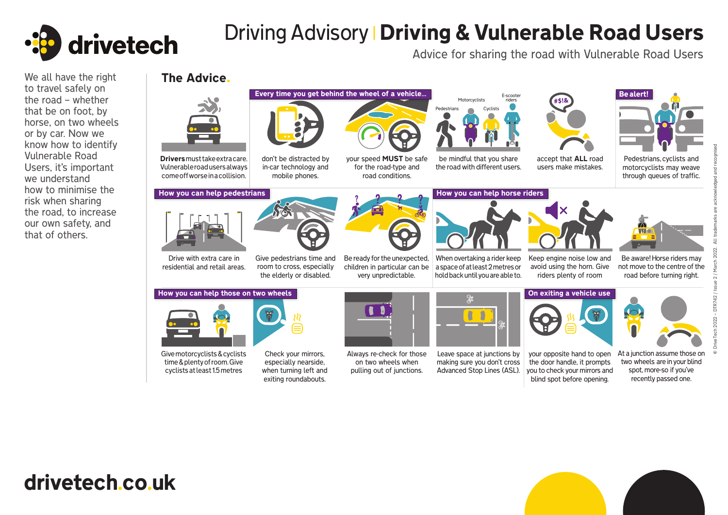# Driving Advisory | Driving & Vulnerable Road Users

Advice for sharing the road with Vulnerable Road Users

We all have the right to travel safely on the road – whether that be on foot, by horse, on two wheels or by car. Now we know how to identify Vulnerable Road Users, it's important we understand how to minimise the risk when sharing the road, to increase our own safety, and that of others.

## The Advice.

**Drivers** must take extra care. Vulnerable road users always come off worse in a collision.

### Every time you get behind the wheel of a vehicle...

don't be distracted by in-car technology and mobile phones.

your speed **MUST** be safe for the road-type and road conditions.

Pedestrians, Motorcyclists, Cyclists, E-scooter riders

be mindful that you share the road with different users.

#$!&

accept that **ALL** road users make mistakes.

### Be alert!

Pedestrians, cyclists and motorcyclists may weave through queues of traffic.

### How you can help pedestrians

Drive with extra care in residential and retail areas.

Give pedestrians time and room to cross, especially the elderly or disabled.

Be ready for the unexpected, children in particular can be very unpredictable.

### How you can help horse riders

When overtaking a rider keep a space of at least 2 metres or hold back until you are able to.

Keep engine noise low and avoid using the horn. Give riders plenty of room

Be aware! Horse riders may not move to the centre of the road before turning right.

### How you can help those on two wheels

Give motorcyclists & cyclists time & plenty of room. Give cyclists at least 1.5 metres

Check your mirrors, especially nearside, when turning left and exiting roundabouts.

Always re-check for those on two wheels when pulling out of junctions.

Leave space at junctions by making sure you don't cross Advanced Stop Lines (ASL).

### On exiting a vehicle use

your opposite hand to open the door handle, it prompts you to check your mirrors and blind spot before opening.

At a junction assume those on two wheels are in your blind spot, more-so if you've recently passed one.

© DriveTech 2022 – DTR742 / Issue 2 / March 2022. All trademarks are acknowledged and recognised

drivetech.co.uk